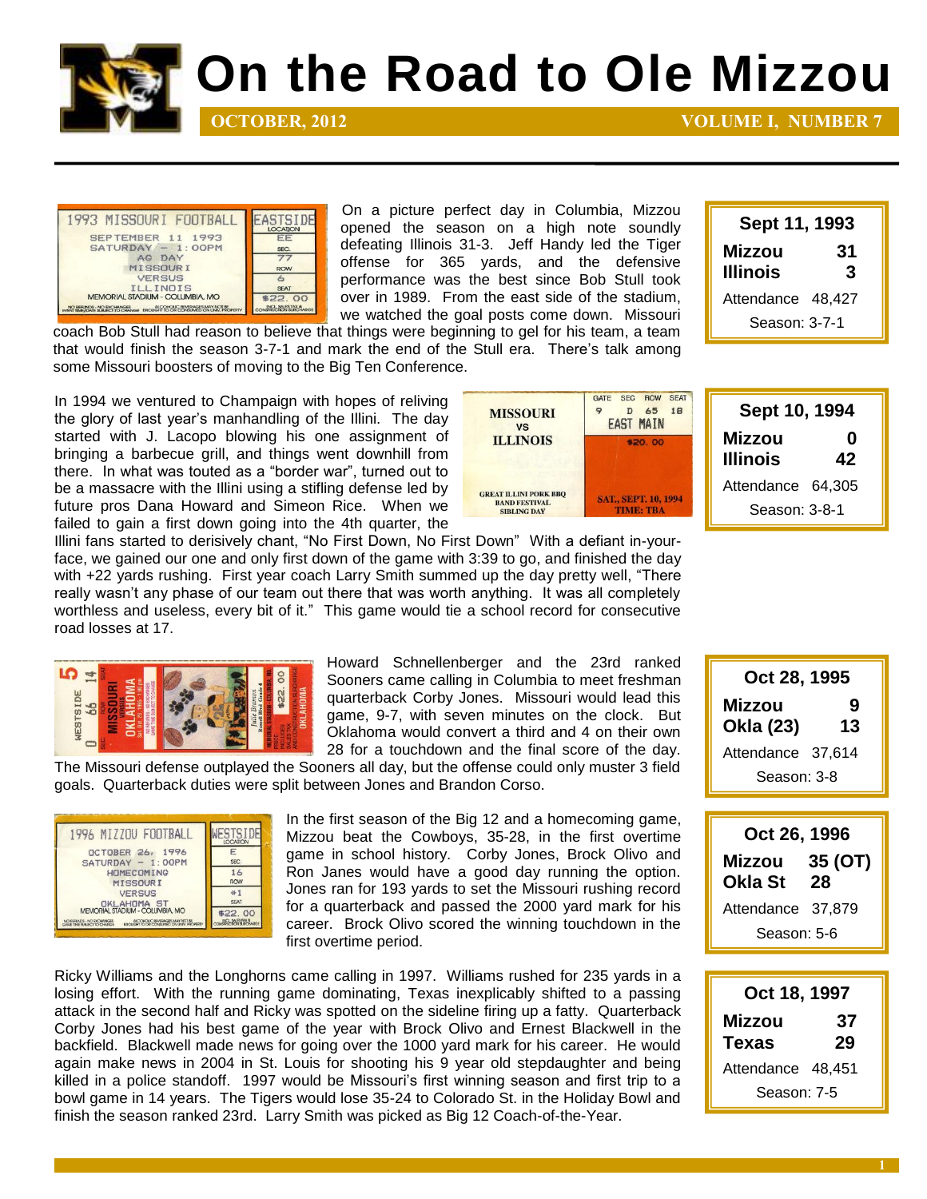# On the Road to Ole Mizzou

**OCTOBER, 2012** — **VOLUME I, NUMBER 7**

---

On a picture perfect day in Columbia, Mizzou opened the season on a high note soundly defeating Illinois 31-3. Jeff Handy led the Tiger offense for 365 yards, and the defensive performance was the best since Bob Stull took over in 1989. From the east side of the stadium, we watched the goal posts come down. Missouri coach Bob Stull had reason to believe that things were beginning to gel for his team, a team that would finish the season 3-7-1 and mark the end of the Stull era. There's talk among some Missouri boosters of moving to the Big Ten Conference.

| Sept 11, 1993 | |
|---|---|
| **Mizzou** | **31** |
| **Illinois** | **3** |
| Attendance | 48,427 |
| Season: 3-7-1 | |

In 1994 we ventured to Champaign with hopes of reliving the glory of last year's manhandling of the Illini. The day started with J. Lacopo blowing his one assignment of bringing a barbecue grill, and things went downhill from there. In what was touted as a "border war", turned out to be a massacre with the Illini using a stifling defense led by future pros Dana Howard and Simeon Rice. When we failed to gain a first down going into the 4th quarter, the Illini fans started to derisively chant, "No First Down, No First Down" With a defiant in-your-face, we gained our one and only first down of the game with 3:39 to go, and finished the day with +22 yards rushing. First year coach Larry Smith summed up the day pretty well, "There really wasn't any phase of our team out there that was worth anything. It was all completely worthless and useless, every bit of it." This game would tie a school record for consecutive road losses at 17.

| Sept 10, 1994 | |
|---|---|
| **Mizzou** | **0** |
| **Illinois** | **42** |
| Attendance | 64,305 |
| Season: 3-8-1 | |

Howard Schnellenberger and the 23rd ranked Sooners came calling in Columbia to meet freshman quarterback Corby Jones. Missouri would lead this game, 9-7, with seven minutes on the clock. But Oklahoma would convert a third and 4 on their own 28 for a touchdown and the final score of the day. The Missouri defense outplayed the Sooners all day, but the offense could only muster 3 field goals. Quarterback duties were split between Jones and Brandon Corso.

| Oct 28, 1995 | |
|---|---|
| **Mizzou** | **9** |
| **Okla (23)** | **13** |
| Attendance | 37,614 |
| Season: 3-8 | |

In the first season of the Big 12 and a homecoming game, Mizzou beat the Cowboys, 35-28, in the first overtime game in school history. Corby Jones, Brock Olivo and Ron Janes would have a good day running the option. Jones ran for 193 yards to set the Missouri rushing record for a quarterback and passed the 2000 yard mark for his career. Brock Olivo scored the winning touchdown in the first overtime period.

| Oct 26, 1996 | |
|---|---|
| **Mizzou** | **35 (OT)** |
| **Okla St** | **28** |
| Attendance | 37,879 |
| Season: 5-6 | |

Ricky Williams and the Longhorns came calling in 1997. Williams rushed for 235 yards in a losing effort. With the running game dominating, Texas inexplicably shifted to a passing attack in the second half and Ricky was spotted on the sideline firing up a fatty. Quarterback Corby Jones had his best game of the year with Brock Olivo and Ernest Blackwell in the backfield. Blackwell made news for going over the 1000 yard mark for his career. He would again make news in 2004 in St. Louis for shooting his 9 year old stepdaughter and being killed in a police standoff. 1997 would be Missouri's first winning season and first trip to a bowl game in 14 years. The Tigers would lose 35-24 to Colorado St. in the Holiday Bowl and finish the season ranked 23rd. Larry Smith was picked as Big 12 Coach-of-the-Year.

| Oct 18, 1997 | |
|---|---|
| **Mizzou** | **37** |
| **Texas** | **29** |
| Attendance | 48,451 |
| Season: 7-5 | |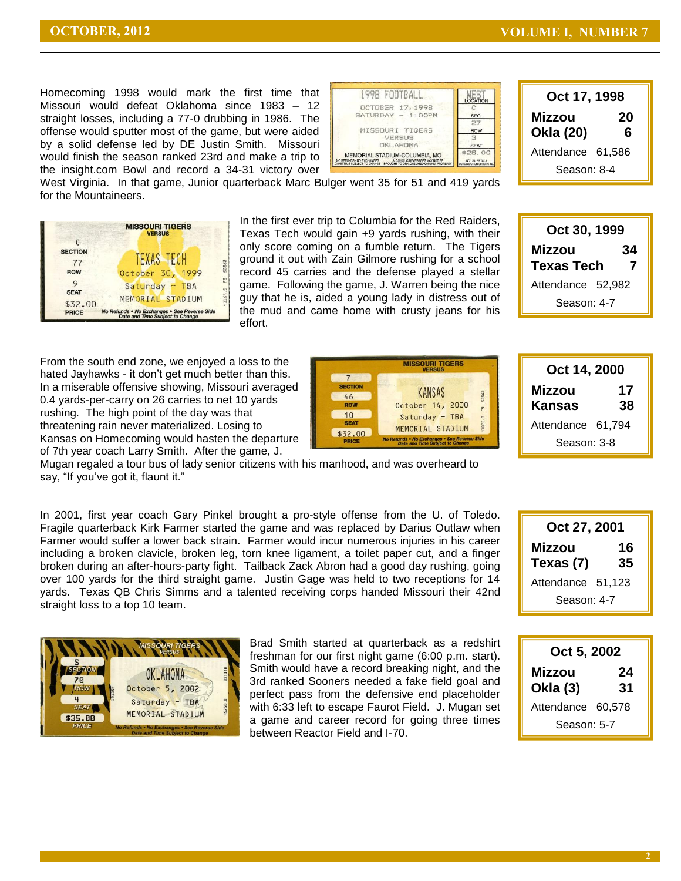Homecoming 1998 would mark the first time that Missouri would defeat Oklahoma since 1983 – 12 straight losses, including a 77-0 drubbing in 1986. The offense would sputter most of the game, but were aided by a solid defense led by DE Justin Smith. Missouri would finish the season ranked 23rd and make a trip to the insight.com Bowl and record a 34-31 victory over West Virginia. In that game, Junior quarterback Marc Bulger went 35 for 51 and 419 yards for the Mountaineers.

| Oct 17, 1998 | |
|---|---|
| **Mizzou** | **20** |
| **Okla (20)** | **6** |
| Attendance | 61,586 |
| Season: 8-4 | |

In the first ever trip to Columbia for the Red Raiders, Texas Tech would gain +9 yards rushing, with their only score coming on a fumble return. The Tigers ground it out with Zain Gilmore rushing for a school record 45 carries and the defense played a stellar game. Following the game, J. Warren being the nice guy that he is, aided a young lady in distress out of the mud and came home with crusty jeans for his effort.

| Oct 30, 1999 | |
|---|---|
| **Mizzou** | **34** |
| **Texas Tech** | **7** |
| Attendance | 52,982 |
| Season: 4-7 | |

From the south end zone, we enjoyed a loss to the hated Jayhawks - it don't get much better than this. In a miserable offensive showing, Missouri averaged 0.4 yards-per-carry on 26 carries to net 10 yards rushing. The high point of the day was that threatening rain never materialized. Losing to Kansas on Homecoming would hasten the departure of 7th year coach Larry Smith. After the game, J. Mugan regaled a tour bus of lady senior citizens with his manhood, and was overheard to say, "If you've got it, flaunt it."

| Oct 14, 2000 | |
|---|---|
| **Mizzou** | **17** |
| **Kansas** | **38** |
| Attendance | 61,794 |
| Season: 3-8 | |

In 2001, first year coach Gary Pinkel brought a pro-style offense from the U. of Toledo. Fragile quarterback Kirk Farmer started the game and was replaced by Darius Outlaw when Farmer would suffer a lower back strain. Farmer would incur numerous injuries in his career including a broken clavicle, broken leg, torn knee ligament, a toilet paper cut, and a finger broken during an after-hours-party fight. Tailback Zack Abron had a good day rushing, going over 100 yards for the third straight game. Justin Gage was held to two receptions for 14 yards. Texas QB Chris Simms and a talented receiving corps handed Missouri their 42nd straight loss to a top 10 team.

| Oct 27, 2001 | |
|---|---|
| **Mizzou** | **16** |
| **Texas (7)** | **35** |
| Attendance | 51,123 |
| Season: 4-7 | |

Brad Smith started at quarterback as a redshirt freshman for our first night game (6:00 p.m. start). Smith would have a record breaking night, and the 3rd ranked Sooners needed a fake field goal and perfect pass from the defensive end placeholder with 6:33 left to escape Faurot Field. J. Mugan set a game and career record for going three times between Reactor Field and I-70.

| Oct 5, 2002 | |
|---|---|
| **Mizzou** | **24** |
| **Okla (3)** | **31** |
| Attendance | 60,578 |
| Season: 5-7 | |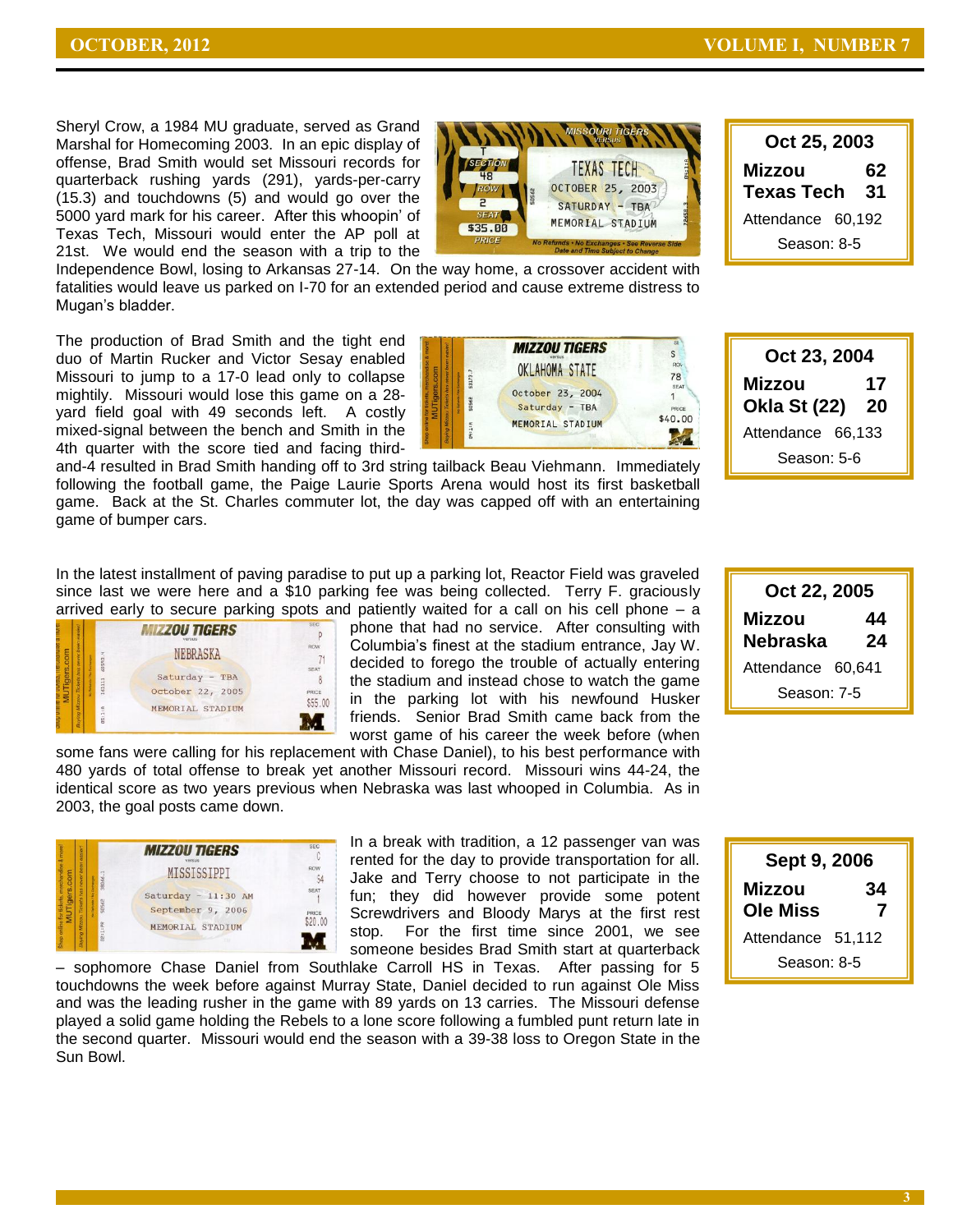Sheryl Crow, a 1984 MU graduate, served as Grand Marshal for Homecoming 2003. In an epic display of offense, Brad Smith would set Missouri records for quarterback rushing yards (291), yards-per-carry (15.3) and touchdowns (5) and would go over the 5000 yard mark for his career. After this whoopin' of Texas Tech, Missouri would enter the AP poll at 21st. We would end the season with a trip to the Independence Bowl, losing to Arkansas 27-14. On the way home, a crossover accident with fatalities would leave us parked on I-70 for an extended period and cause extreme distress to Mugan's bladder.

| **Oct 25, 2003** | |
|---|---|
| **Mizzou** | **62** |
| **Texas Tech** | **31** |
| Attendance | 60,192 |
| Season: 8-5 | |

The production of Brad Smith and the tight end duo of Martin Rucker and Victor Sesay enabled Missouri to jump to a 17-0 lead only to collapse mightily. Missouri would lose this game on a 28-yard field goal with 49 seconds left. A costly mixed-signal between the bench and Smith in the 4th quarter with the score tied and facing third-and-4 resulted in Brad Smith handing off to 3rd string tailback Beau Viehmann. Immediately following the football game, the Paige Laurie Sports Arena would host its first basketball game. Back at the St. Charles commuter lot, the day was capped off with an entertaining game of bumper cars.

| **Oct 23, 2004** | |
|---|---|
| **Mizzou** | **17** |
| **Okla St (22)** | **20** |
| Attendance | 66,133 |
| Season: 5-6 | |

In the latest installment of paving paradise to put up a parking lot, Reactor Field was graveled since last we were here and a $10 parking fee was being collected. Terry F. graciously arrived early to secure parking spots and patiently waited for a call on his cell phone – a phone that had no service. After consulting with Columbia's finest at the stadium entrance, Jay W. decided to forego the trouble of actually entering the stadium and instead chose to watch the game in the parking lot with his newfound Husker friends. Senior Brad Smith came back from the worst game of his career the week before (when some fans were calling for his replacement with Chase Daniel), to his best performance with 480 yards of total offense to break yet another Missouri record. Missouri wins 44-24, the identical score as two years previous when Nebraska was last whooped in Columbia. As in 2003, the goal posts came down.

| **Oct 22, 2005** | |
|---|---|
| **Mizzou** | **44** |
| **Nebraska** | **24** |
| Attendance | 60,641 |
| Season: 7-5 | |

In a break with tradition, a 12 passenger van was rented for the day to provide transportation for all. Jake and Terry choose to not participate in the fun; they did however provide some potent Screwdrivers and Bloody Marys at the first rest stop. For the first time since 2001, we see someone besides Brad Smith start at quarterback – sophomore Chase Daniel from Southlake Carroll HS in Texas. After passing for 5 touchdowns the week before against Murray State, Daniel decided to run against Ole Miss and was the leading rusher in the game with 89 yards on 13 carries. The Missouri defense played a solid game holding the Rebels to a lone score following a fumbled punt return late in the second quarter. Missouri would end the season with a 39-38 loss to Oregon State in the Sun Bowl.

| **Sept 9, 2006** | |
|---|---|
| **Mizzou** | **34** |
| **Ole Miss** | **7** |
| Attendance | 51,112 |
| Season: 8-5 | |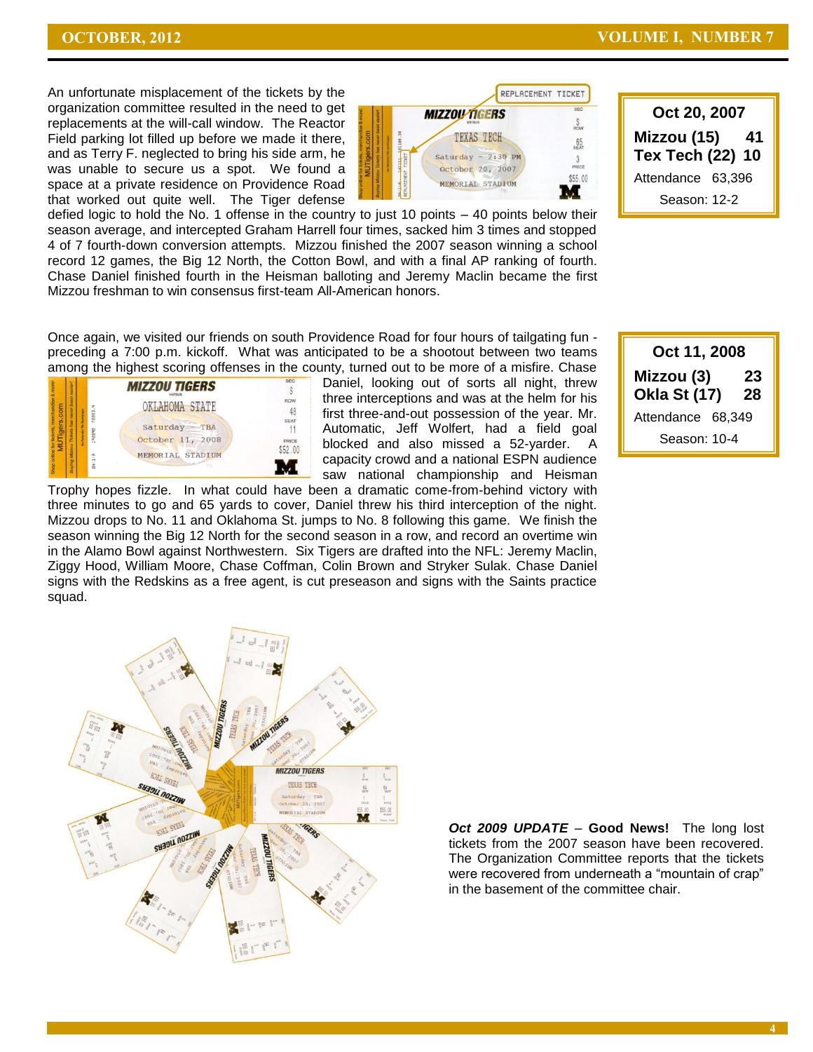An unfortunate misplacement of the tickets by the organization committee resulted in the need to get replacements at the will-call window. The Reactor Field parking lot filled up before we made it there, and as Terry F. neglected to bring his side arm, he was unable to secure us a spot. We found a space at a private residence on Providence Road that worked out quite well. The Tiger defense defied logic to hold the No. 1 offense in the country to just 10 points – 40 points below their season average, and intercepted Graham Harrell four times, sacked him 3 times and stopped 4 of 7 fourth-down conversion attempts. Mizzou finished the 2007 season winning a school record 12 games, the Big 12 North, the Cotton Bowl, and with a final AP ranking of fourth. Chase Daniel finished fourth in the Heisman balloting and Jeremy Maclin became the first Mizzou freshman to win consensus first-team All-American honors.

| Oct 20, 2007 | |
|---|---|
| **Mizzou (15)** | **41** |
| **Tex Tech (22)** | **10** |
| Attendance | 63,396 |
| Season: 12-2 | |

Once again, we visited our friends on south Providence Road for four hours of tailgating fun - preceding a 7:00 p.m. kickoff. What was anticipated to be a shootout between two teams among the highest scoring offenses in the county, turned out to be more of a misfire. Chase Daniel, looking out of sorts all night, threw three interceptions and was at the helm for his first three-and-out possession of the year. Mr. Automatic, Jeff Wolfert, had a field goal blocked and also missed a 52-yarder. A capacity crowd and a national ESPN audience saw national championship and Heisman Trophy hopes fizzle. In what could have been a dramatic come-from-behind victory with three minutes to go and 65 yards to cover, Daniel threw his third interception of the night. Mizzou drops to No. 11 and Oklahoma St. jumps to No. 8 following this game. We finish the season winning the Big 12 North for the second season in a row, and record an overtime win in the Alamo Bowl against Northwestern. Six Tigers are drafted into the NFL: Jeremy Maclin, Ziggy Hood, William Moore, Chase Coffman, Colin Brown and Stryker Sulak. Chase Daniel signs with the Redskins as a free agent, is cut preseason and signs with the Saints practice squad.

| Oct 11, 2008 | |
|---|---|
| **Mizzou (3)** | **23** |
| **Okla St (17)** | **28** |
| Attendance | 68,349 |
| Season: 10-4 | |

***Oct 2009 UPDATE*** – **Good News!** The long lost tickets from the 2007 season have been recovered. The Organization Committee reports that the tickets were recovered from underneath a "mountain of crap" in the basement of the committee chair.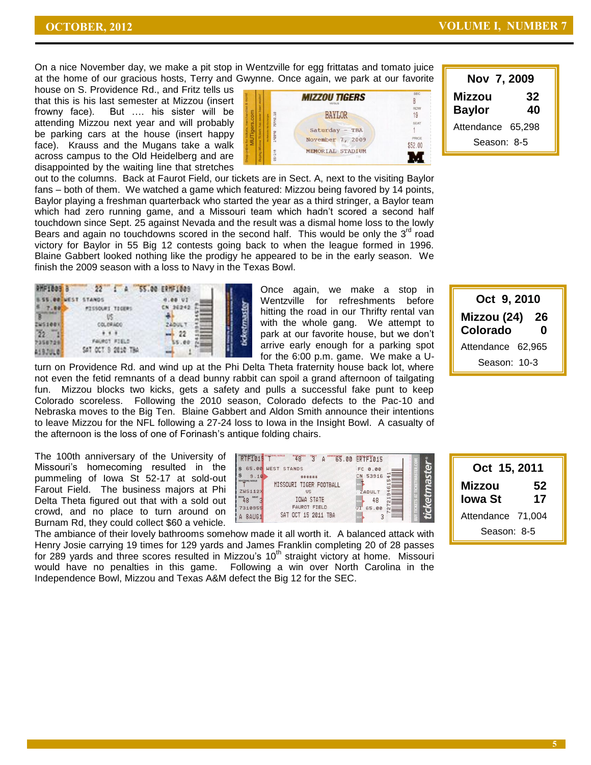On a nice November day, we make a pit stop in Wentzville for egg frittatas and tomato juice at the home of our gracious hosts, Terry and Gwynne. Once again, we park at our favorite house on S. Providence Rd., and Fritz tells us that this is his last semester at Mizzou (insert frowny face). But …. his sister will be attending Mizzou next year and will probably be parking cars at the house (insert happy face). Krauss and the Mugans take a walk across campus to the Old Heidelberg and are disappointed by the waiting line that stretches out to the columns. Back at Faurot Field, our tickets are in Sect. A, next to the visiting Baylor fans – both of them. We watched a game which featured: Mizzou being favored by 14 points, Baylor playing a freshman quarterback who started the year as a third stringer, a Baylor team which had zero running game, and a Missouri team which hadn't scored a second half touchdown since Sept. 25 against Nevada and the result was a dismal home loss to the lowly Bears and again no touchdowns scored in the second half. This would be only the 3rd road victory for Baylor in 55 Big 12 contests going back to when the league formed in 1996. Blaine Gabbert looked nothing like the prodigy he appeared to be in the early season. We finish the 2009 season with a loss to Navy in the Texas Bowl.

| Nov 7, 2009 | |
|---|---|
| Mizzou | 32 |
| Baylor | 40 |
| Attendance | 65,298 |
| Season: 8-5 | |

Once again, we make a stop in Wentzville for refreshments before hitting the road in our Thrifty rental van with the whole gang. We attempt to park at our favorite house, but we don't arrive early enough for a parking spot for the 6:00 p.m. game. We make a U-turn on Providence Rd. and wind up at the Phi Delta Theta fraternity house back lot, where not even the fetid remnants of a dead bunny rabbit can spoil a grand afternoon of tailgating fun. Mizzou blocks two kicks, gets a safety and pulls a successful fake punt to keep Colorado scoreless. Following the 2010 season, Colorado defects to the Pac-10 and Nebraska moves to the Big Ten. Blaine Gabbert and Aldon Smith announce their intentions to leave Mizzou for the NFL following a 27-24 loss to Iowa in the Insight Bowl. A casualty of the afternoon is the loss of one of Forinash's antique folding chairs.

| Oct 9, 2010 | |
|---|---|
| Mizzou (24) | 26 |
| Colorado | 0 |
| Attendance | 62,965 |
| Season: 10-3 | |

The 100th anniversary of the University of Missouri's homecoming resulted in the pummeling of Iowa St 52-17 at sold-out Farout Field. The business majors at Phi Delta Theta figured out that with a sold out crowd, and no place to turn around on Burnam Rd, they could collect $60 a vehicle. The ambiance of their lovely bathrooms somehow made it all worth it. A balanced attack with Henry Josie carrying 19 times for 129 yards and James Franklin completing 20 of 28 passes for 289 yards and three scores resulted in Mizzou's 10th straight victory at home. Missouri would have no penalties in this game. Following a win over North Carolina in the Independence Bowl, Mizzou and Texas A&M defect the Big 12 for the SEC.

| Oct 15, 2011 | |
|---|---|
| Mizzou | 52 |
| Iowa St | 17 |
| Attendance | 71,004 |
| Season: 8-5 | |